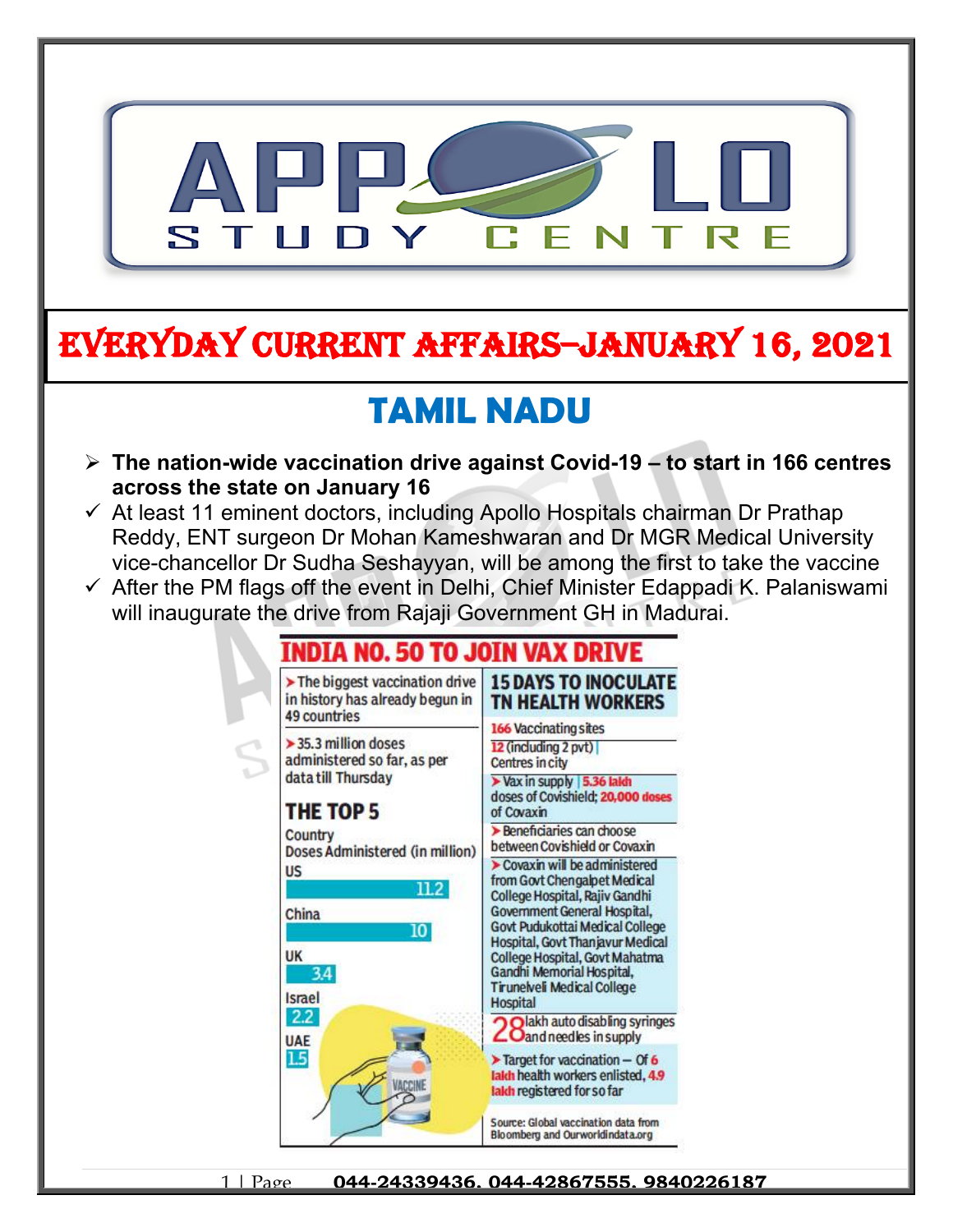# EVERYDAY CURRENT AFFAIRS–JANUARY 16, 2021

## TAMIL NADU

- **The nation-wide vaccination drive against Covid-19 – to start in 166 centres across the state on January 16**
- At least 11 eminent doctors, including Apollo Hospitals chairman Dr Prathap Reddy, ENT surgeon Dr Mohan Kameshwaran and Dr MGR Medical University vice-chancellor Dr Sudha Seshayyan, will be among the first to take the vaccine
- After the PM flags off the event in Delhi, Chief Minister Edappadi K. Palaniswami will inaugurate the drive from Rajaji Government GH in Madurai.

### INDIA NO. 50 TO JOIN VAX DRIVE

- The biggest vaccination drive in history has already begun in 49 countries
- 35.3 million doses administered so far, as per data till Thursday

**THE TOP 5**

| Country | Doses Administered (in million) |
|---|---|
| US | 11.2 |
| China | 10 |
| UK | 3.4 |
| Israel | 2.2 |
| UAE | 1.5 |

**15 DAYS TO INOCULATE TN HEALTH WORKERS**

- 166 Vaccinating sites
- 12 (including 2 pvt) Centres in city
- Vax in supply | 5.36 lakh doses of Covishield; 20,000 doses of Covaxin
- Beneficiaries can choose between Covishield or Covaxin
- Covaxin will be administered from Govt Chengalpet Medical College Hospital, Rajiv Gandhi Government General Hospital, Govt Pudukottai Medical College Hospital, Govt Thanjavur Medical College Hospital, Govt Mahatma Gandhi Memorial Hospital, Tirunelveli Medical College Hospital
- 28 lakh auto disabling syringes and needles in supply
- Target for vaccination – Of 6 lakh health workers enlisted, 4.9 lakh registered for so far

Source: Global vaccination data from Bloomberg and Ourworldindata.org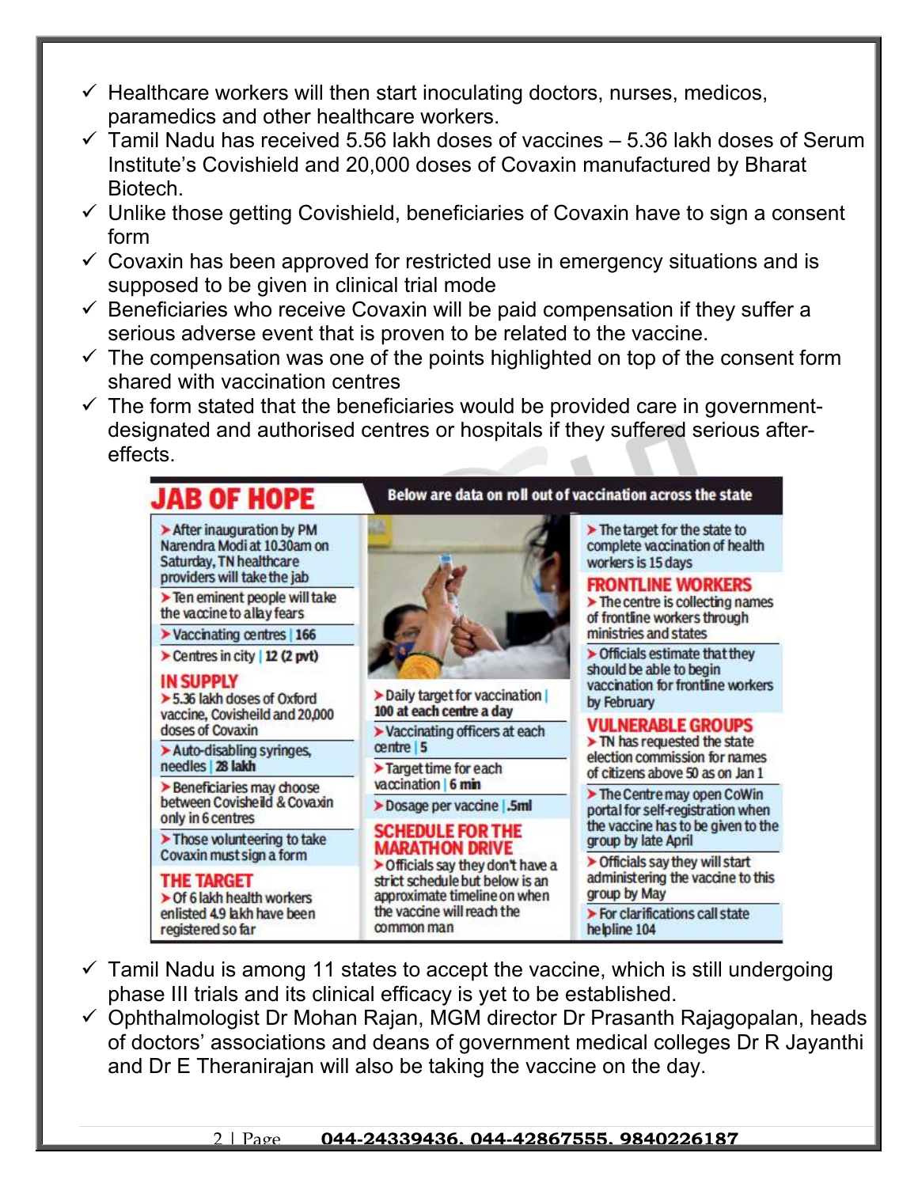- Healthcare workers will then start inoculating doctors, nurses, medicos, paramedics and other healthcare workers.
- Tamil Nadu has received 5.56 lakh doses of vaccines – 5.36 lakh doses of Serum Institute's Covishield and 20,000 doses of Covaxin manufactured by Bharat Biotech.
- Unlike those getting Covishield, beneficiaries of Covaxin have to sign a consent form
- Covaxin has been approved for restricted use in emergency situations and is supposed to be given in clinical trial mode
- Beneficiaries who receive Covaxin will be paid compensation if they suffer a serious adverse event that is proven to be related to the vaccine.
- The compensation was one of the points highlighted on top of the consent form shared with vaccination centres
- The form stated that the beneficiaries would be provided care in government-designated and authorised centres or hospitals if they suffered serious after-effects.

## JAB OF HOPE

**Below are data on roll out of vaccination across the state**

- After inauguration by PM Narendra Modi at 10.30am on Saturday, TN healthcare providers will take the jab
- Ten eminent people will take the vaccine to allay fears
- Vaccinating centres | 166
- Centres in city | 12 (2 pvt)

**IN SUPPLY**

- 5.36 lakh doses of Oxford vaccine, Covisheild and 20,000 doses of Covaxin
- Auto-disabling syringes, needles | 28 lakh
- Beneficiaries may choose between Covisheild & Covaxin only in 6 centres
- Those volunteering to take Covaxin must sign a form

**THE TARGET**

- Of 6 lakh health workers enlisted 4.9 lakh have been registered so far
- Daily target for vaccination | 100 at each centre a day
- Vaccinating officers at each centre | 5
- Target time for each vaccination | 6 min
- Dosage per vaccine | .5ml

**SCHEDULE FOR THE MARATHON DRIVE**

- Officials say they don't have a strict schedule but below is an approximate timeline on when the vaccine will reach the common man
- The target for the state to complete vaccination of health workers is 15 days

**FRONTLINE WORKERS**

- The centre is collecting names of frontline workers through ministries and states
- Officials estimate that they should be able to begin vaccination for frontline workers by February

**VULNERABLE GROUPS**

- TN has requested the state election commission for names of citizens above 50 as on Jan 1
- The Centre may open CoWin portal for self-registration when the vaccine has to be given to the group by late April
- Officials say they will start administering the vaccine to this group by May
- For clarifications call state helpline 104

---

- Tamil Nadu is among 11 states to accept the vaccine, which is still undergoing phase III trials and its clinical efficacy is yet to be established.
- Ophthalmologist Dr Mohan Rajan, MGM director Dr Prasanth Rajagopalan, heads of doctors' associations and deans of government medical colleges Dr R Jayanthi and Dr E Theranirajan will also be taking the vaccine on the day.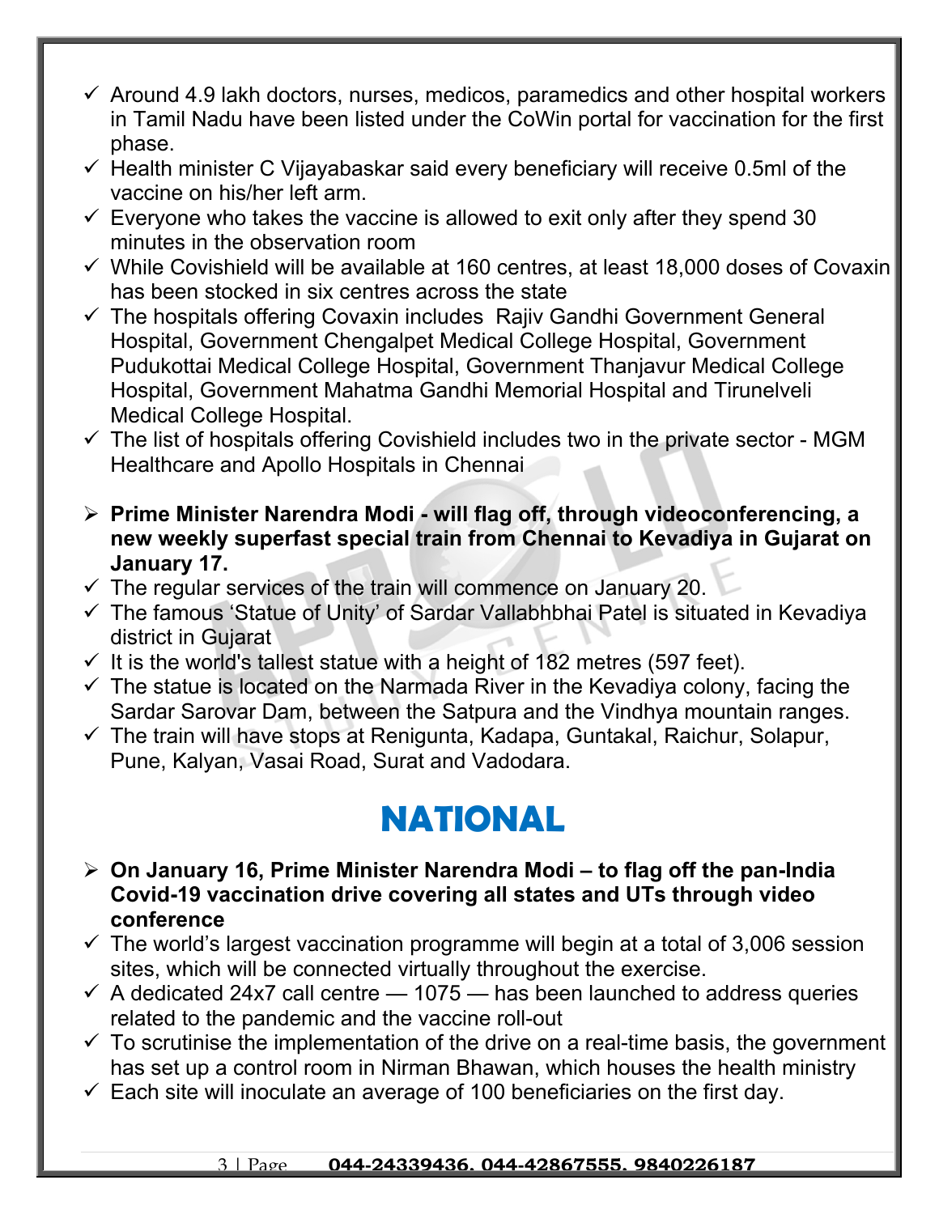- ✓ Around 4.9 lakh doctors, nurses, medicos, paramedics and other hospital workers in Tamil Nadu have been listed under the CoWin portal for vaccination for the first phase.
- ✓ Health minister C Vijayabaskar said every beneficiary will receive 0.5ml of the vaccine on his/her left arm.
- ✓ Everyone who takes the vaccine is allowed to exit only after they spend 30 minutes in the observation room
- ✓ While Covishield will be available at 160 centres, at least 18,000 doses of Covaxin has been stocked in six centres across the state
- ✓ The hospitals offering Covaxin includes Rajiv Gandhi Government General Hospital, Government Chengalpet Medical College Hospital, Government Pudukottai Medical College Hospital, Government Thanjavur Medical College Hospital, Government Mahatma Gandhi Memorial Hospital and Tirunelveli Medical College Hospital.
- ✓ The list of hospitals offering Covishield includes two in the private sector - MGM Healthcare and Apollo Hospitals in Chennai

- ➢ **Prime Minister Narendra Modi - will flag off, through videoconferencing, a new weekly superfast special train from Chennai to Kevadiya in Gujarat on January 17.**
- ✓ The regular services of the train will commence on January 20.
- ✓ The famous 'Statue of Unity' of Sardar Vallabhbhai Patel is situated in Kevadiya district in Gujarat
- ✓ It is the world's tallest statue with a height of 182 metres (597 feet).
- ✓ The statue is located on the Narmada River in the Kevadiya colony, facing the Sardar Sarovar Dam, between the Satpura and the Vindhya mountain ranges.
- ✓ The train will have stops at Renigunta, Kadapa, Guntakal, Raichur, Solapur, Pune, Kalyan, Vasai Road, Surat and Vadodara.

# NATIONAL

- ➢ **On January 16, Prime Minister Narendra Modi – to flag off the pan-India Covid-19 vaccination drive covering all states and UTs through video conference**
- ✓ The world's largest vaccination programme will begin at a total of 3,006 session sites, which will be connected virtually throughout the exercise.
- ✓ A dedicated 24x7 call centre — 1075 — has been launched to address queries related to the pandemic and the vaccine roll-out
- ✓ To scrutinise the implementation of the drive on a real-time basis, the government has set up a control room in Nirman Bhawan, which houses the health ministry
- ✓ Each site will inoculate an average of 100 beneficiaries on the first day.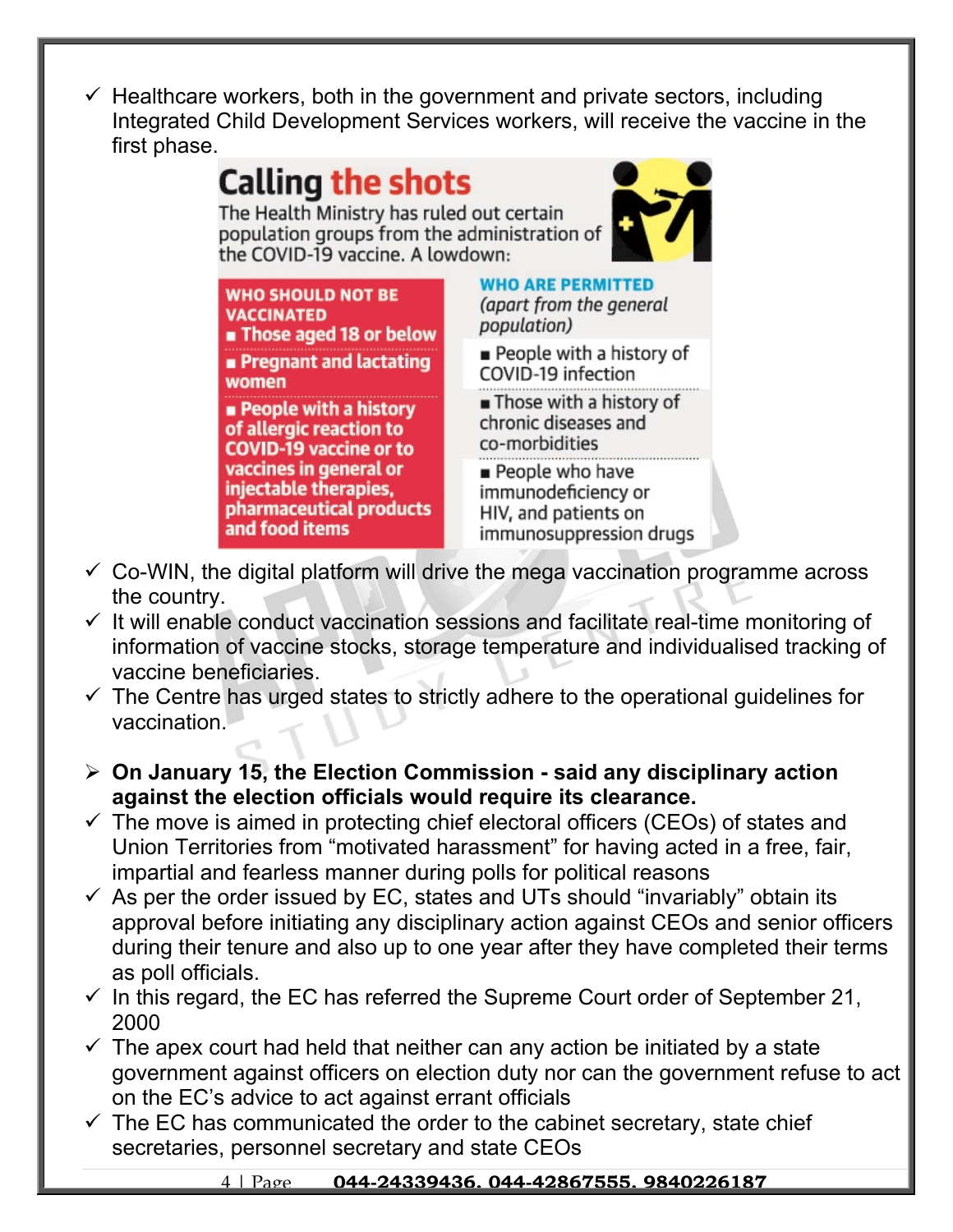- ✓ Healthcare workers, both in the government and private sectors, including Integrated Child Development Services workers, will receive the vaccine in the first phase.

**Calling the shots**

The Health Ministry has ruled out certain population groups from the administration of the COVID-19 vaccine. A lowdown:

| WHO SHOULD NOT BE VACCINATED | WHO ARE PERMITTED *(apart from the general population)* |
|---|---|
| ■ Those aged 18 or below | ■ People with a history of COVID-19 infection |
| ■ Pregnant and lactating women | ■ Those with a history of chronic diseases and co-morbidities |
| ■ People with a history of allergic reaction to COVID-19 vaccine or to vaccines in general or injectable therapies, pharmaceutical products and food items | ■ People who have immunodeficiency or HIV, and patients on immunosuppression drugs |

- ✓ Co-WIN, the digital platform will drive the mega vaccination programme across the country.
- ✓ It will enable conduct vaccination sessions and facilitate real-time monitoring of information of vaccine stocks, storage temperature and individualised tracking of vaccine beneficiaries.
- ✓ The Centre has urged states to strictly adhere to the operational guidelines for vaccination.

- ➢ **On January 15, the Election Commission - said any disciplinary action against the election officials would require its clearance.**
- ✓ The move is aimed in protecting chief electoral officers (CEOs) of states and Union Territories from "motivated harassment" for having acted in a free, fair, impartial and fearless manner during polls for political reasons
- ✓ As per the order issued by EC, states and UTs should "invariably" obtain its approval before initiating any disciplinary action against CEOs and senior officers during their tenure and also up to one year after they have completed their terms as poll officials.
- ✓ In this regard, the EC has referred the Supreme Court order of September 21, 2000
- ✓ The apex court had held that neither can any action be initiated by a state government against officers on election duty nor can the government refuse to act on the EC's advice to act against errant officials
- ✓ The EC has communicated the order to the cabinet secretary, state chief secretaries, personnel secretary and state CEOs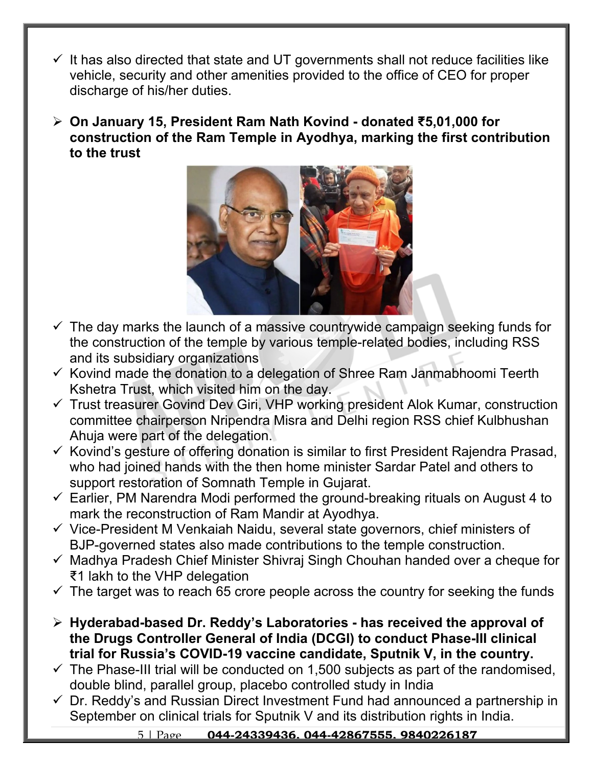- ✓ It has also directed that state and UT governments shall not reduce facilities like vehicle, security and other amenities provided to the office of CEO for proper discharge of his/her duties.

- **On January 15, President Ram Nath Kovind - donated ₹5,01,000 for construction of the Ram Temple in Ayodhya, marking the first contribution to the trust**

- ✓ The day marks the launch of a massive countrywide campaign seeking funds for the construction of the temple by various temple-related bodies, including RSS and its subsidiary organizations
- ✓ Kovind made the donation to a delegation of Shree Ram Janmabhoomi Teerth Kshetra Trust, which visited him on the day.
- ✓ Trust treasurer Govind Dev Giri, VHP working president Alok Kumar, construction committee chairperson Nripendra Misra and Delhi region RSS chief Kulbhushan Ahuja were part of the delegation.
- ✓ Kovind's gesture of offering donation is similar to first President Rajendra Prasad, who had joined hands with the then home minister Sardar Patel and others to support restoration of Somnath Temple in Gujarat.
- ✓ Earlier, PM Narendra Modi performed the ground-breaking rituals on August 4 to mark the reconstruction of Ram Mandir at Ayodhya.
- ✓ Vice-President M Venkaiah Naidu, several state governors, chief ministers of BJP-governed states also made contributions to the temple construction.
- ✓ Madhya Pradesh Chief Minister Shivraj Singh Chouhan handed over a cheque for ₹1 lakh to the VHP delegation
- ✓ The target was to reach 65 crore people across the country for seeking the funds

- **Hyderabad-based Dr. Reddy's Laboratories - has received the approval of the Drugs Controller General of India (DCGI) to conduct Phase-III clinical trial for Russia's COVID-19 vaccine candidate, Sputnik V, in the country.**
- ✓ The Phase-III trial will be conducted on 1,500 subjects as part of the randomised, double blind, parallel group, placebo controlled study in India
- ✓ Dr. Reddy's and Russian Direct Investment Fund had announced a partnership in September on clinical trials for Sputnik V and its distribution rights in India.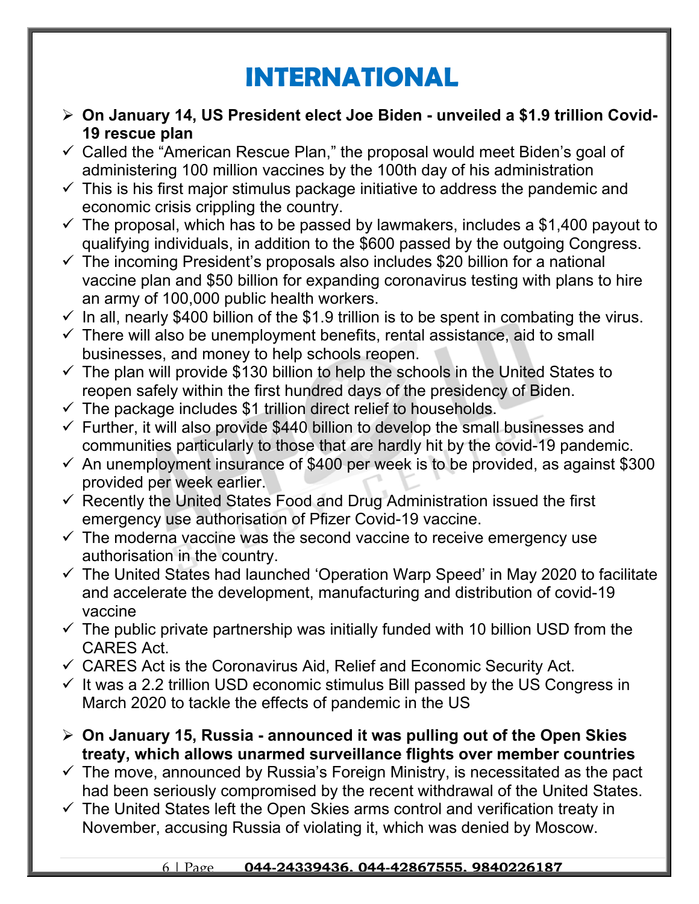# INTERNATIONAL

- **On January 14, US President elect Joe Biden - unveiled a $1.9 trillion Covid-19 rescue plan**
  - ✓ Called the "American Rescue Plan," the proposal would meet Biden's goal of administering 100 million vaccines by the 100th day of his administration
  - ✓ This is his first major stimulus package initiative to address the pandemic and economic crisis crippling the country.
  - ✓ The proposal, which has to be passed by lawmakers, includes a $1,400 payout to qualifying individuals, in addition to the $600 passed by the outgoing Congress.
  - ✓ The incoming President's proposals also includes $20 billion for a national vaccine plan and $50 billion for expanding coronavirus testing with plans to hire an army of 100,000 public health workers.
  - ✓ In all, nearly $400 billion of the $1.9 trillion is to be spent in combating the virus.
  - ✓ There will also be unemployment benefits, rental assistance, aid to small businesses, and money to help schools reopen.
  - ✓ The plan will provide $130 billion to help the schools in the United States to reopen safely within the first hundred days of the presidency of Biden.
  - ✓ The package includes $1 trillion direct relief to households.
  - ✓ Further, it will also provide $440 billion to develop the small businesses and communities particularly to those that are hardly hit by the covid-19 pandemic.
  - ✓ An unemployment insurance of $400 per week is to be provided, as against $300 provided per week earlier.
  - ✓ Recently the United States Food and Drug Administration issued the first emergency use authorisation of Pfizer Covid-19 vaccine.
  - ✓ The moderna vaccine was the second vaccine to receive emergency use authorisation in the country.
  - ✓ The United States had launched 'Operation Warp Speed' in May 2020 to facilitate and accelerate the development, manufacturing and distribution of covid-19 vaccine
  - ✓ The public private partnership was initially funded with 10 billion USD from the CARES Act.
  - ✓ CARES Act is the Coronavirus Aid, Relief and Economic Security Act.
  - ✓ It was a 2.2 trillion USD economic stimulus Bill passed by the US Congress in March 2020 to tackle the effects of pandemic in the US

- **On January 15, Russia - announced it was pulling out of the Open Skies treaty, which allows unarmed surveillance flights over member countries**
  - ✓ The move, announced by Russia's Foreign Ministry, is necessitated as the pact had been seriously compromised by the recent withdrawal of the United States.
  - ✓ The United States left the Open Skies arms control and verification treaty in November, accusing Russia of violating it, which was denied by Moscow.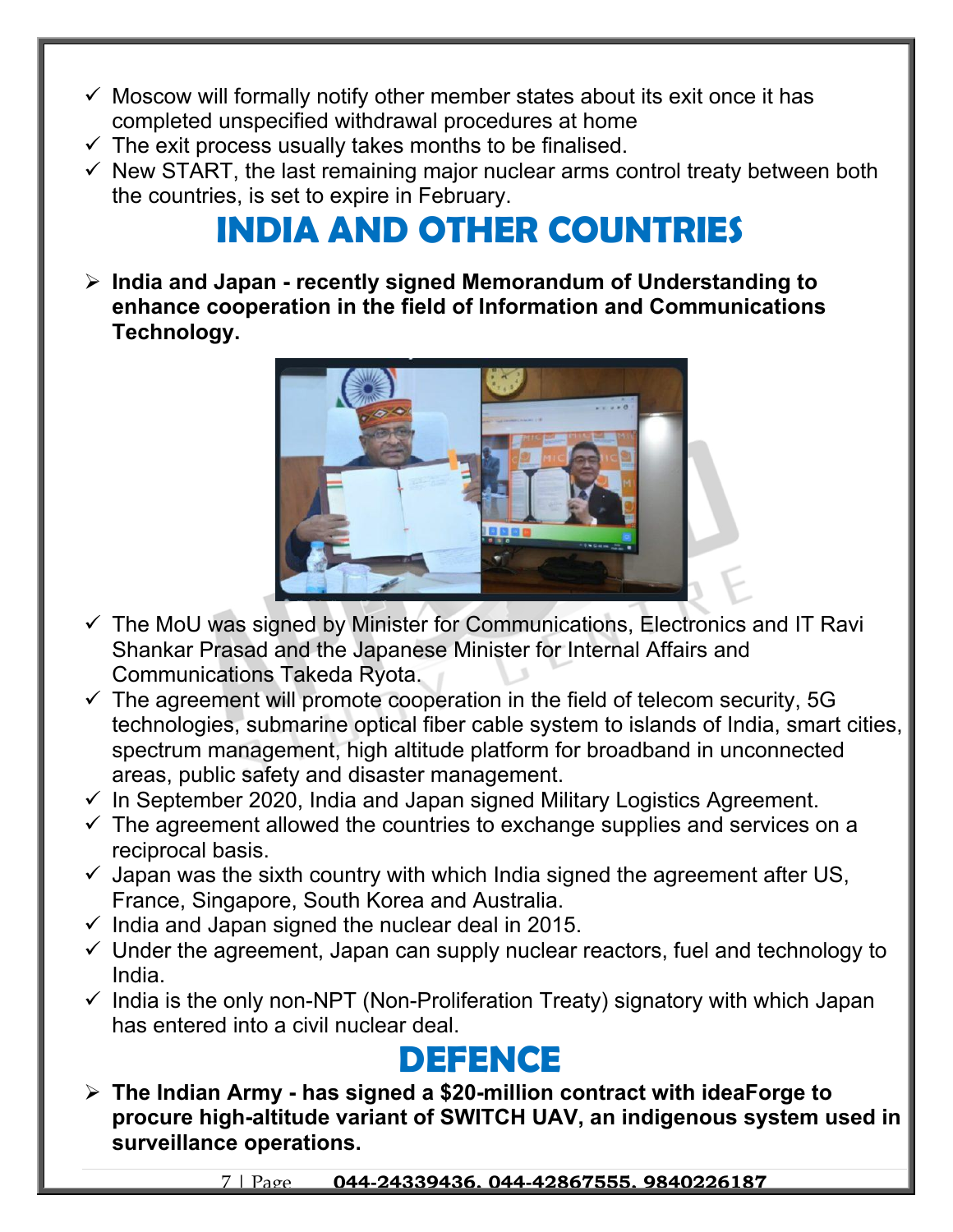- ✓ Moscow will formally notify other member states about its exit once it has completed unspecified withdrawal procedures at home
- ✓ The exit process usually takes months to be finalised.
- ✓ New START, the last remaining major nuclear arms control treaty between both the countries, is set to expire in February.

# INDIA AND OTHER COUNTRIES

- **India and Japan - recently signed Memorandum of Understanding to enhance cooperation in the field of Information and Communications Technology.**

- ✓ The MoU was signed by Minister for Communications, Electronics and IT Ravi Shankar Prasad and the Japanese Minister for Internal Affairs and Communications Takeda Ryota.
- ✓ The agreement will promote cooperation in the field of telecom security, 5G technologies, submarine optical fiber cable system to islands of India, smart cities, spectrum management, high altitude platform for broadband in unconnected areas, public safety and disaster management.
- ✓ In September 2020, India and Japan signed Military Logistics Agreement.
- ✓ The agreement allowed the countries to exchange supplies and services on a reciprocal basis.
- ✓ Japan was the sixth country with which India signed the agreement after US, France, Singapore, South Korea and Australia.
- ✓ India and Japan signed the nuclear deal in 2015.
- ✓ Under the agreement, Japan can supply nuclear reactors, fuel and technology to India.
- ✓ India is the only non-NPT (Non-Proliferation Treaty) signatory with which Japan has entered into a civil nuclear deal.

# DEFENCE

- **The Indian Army - has signed a $20-million contract with ideaForge to procure high-altitude variant of SWITCH UAV, an indigenous system used in surveillance operations.**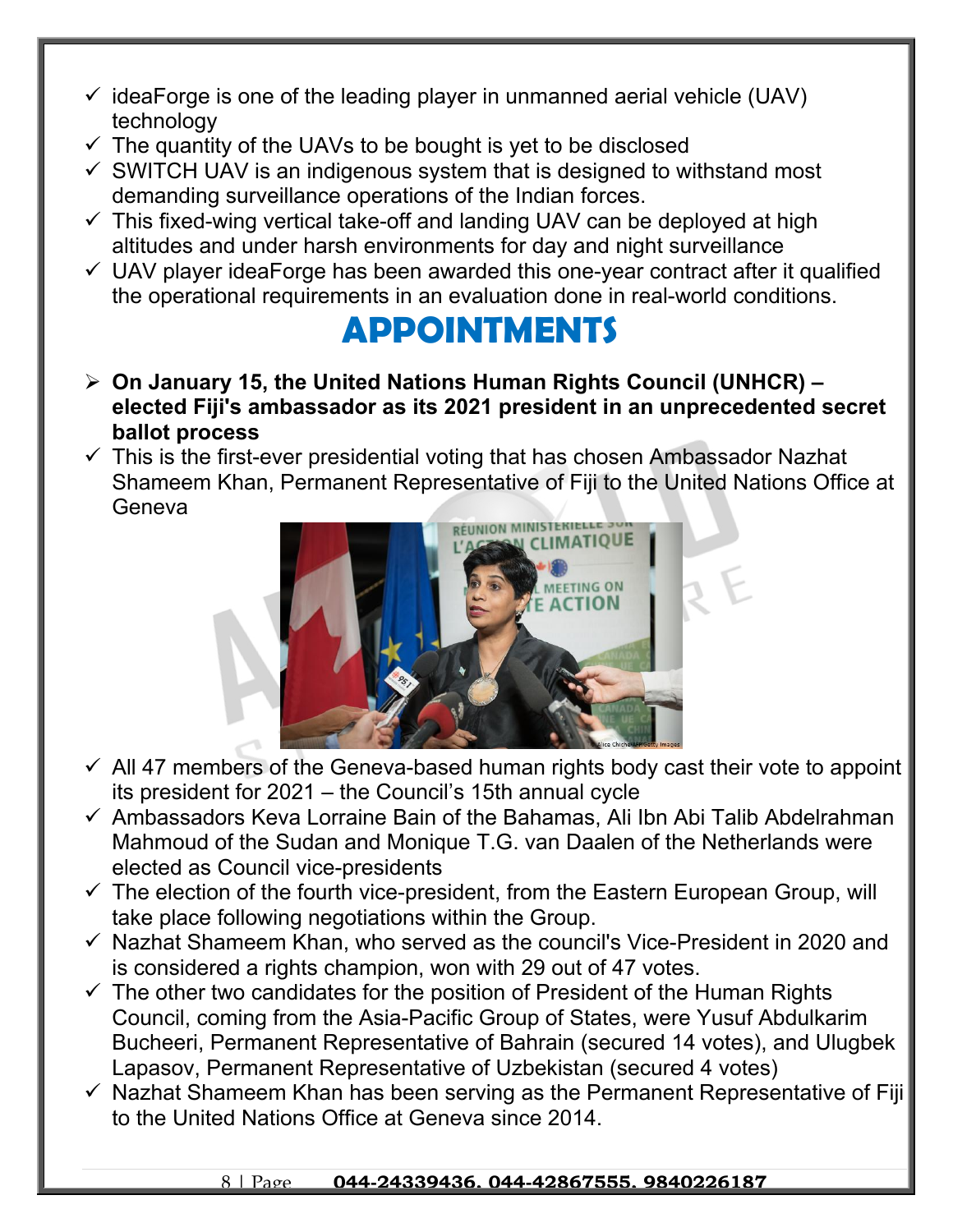- ✓ ideaForge is one of the leading player in unmanned aerial vehicle (UAV) technology
- ✓ The quantity of the UAVs to be bought is yet to be disclosed
- ✓ SWITCH UAV is an indigenous system that is designed to withstand most demanding surveillance operations of the Indian forces.
- ✓ This fixed-wing vertical take-off and landing UAV can be deployed at high altitudes and under harsh environments for day and night surveillance
- ✓ UAV player ideaForge has been awarded this one-year contract after it qualified the operational requirements in an evaluation done in real-world conditions.

# APPOINTMENTS

- ➢ **On January 15, the United Nations Human Rights Council (UNHCR) – elected Fiji's ambassador as its 2021 president in an unprecedented secret ballot process**
- ✓ This is the first-ever presidential voting that has chosen Ambassador Nazhat Shameem Khan, Permanent Representative of Fiji to the United Nations Office at Geneva
- ✓ All 47 members of the Geneva-based human rights body cast their vote to appoint its president for 2021 – the Council's 15th annual cycle
- ✓ Ambassadors Keva Lorraine Bain of the Bahamas, Ali Ibn Abi Talib Abdelrahman Mahmoud of the Sudan and Monique T.G. van Daalen of the Netherlands were elected as Council vice-presidents
- ✓ The election of the fourth vice-president, from the Eastern European Group, will take place following negotiations within the Group.
- ✓ Nazhat Shameem Khan, who served as the council's Vice-President in 2020 and is considered a rights champion, won with 29 out of 47 votes.
- ✓ The other two candidates for the position of President of the Human Rights Council, coming from the Asia-Pacific Group of States, were Yusuf Abdulkarim Bucheeri, Permanent Representative of Bahrain (secured 14 votes), and Ulugbek Lapasov, Permanent Representative of Uzbekistan (secured 4 votes)
- ✓ Nazhat Shameem Khan has been serving as the Permanent Representative of Fiji to the United Nations Office at Geneva since 2014.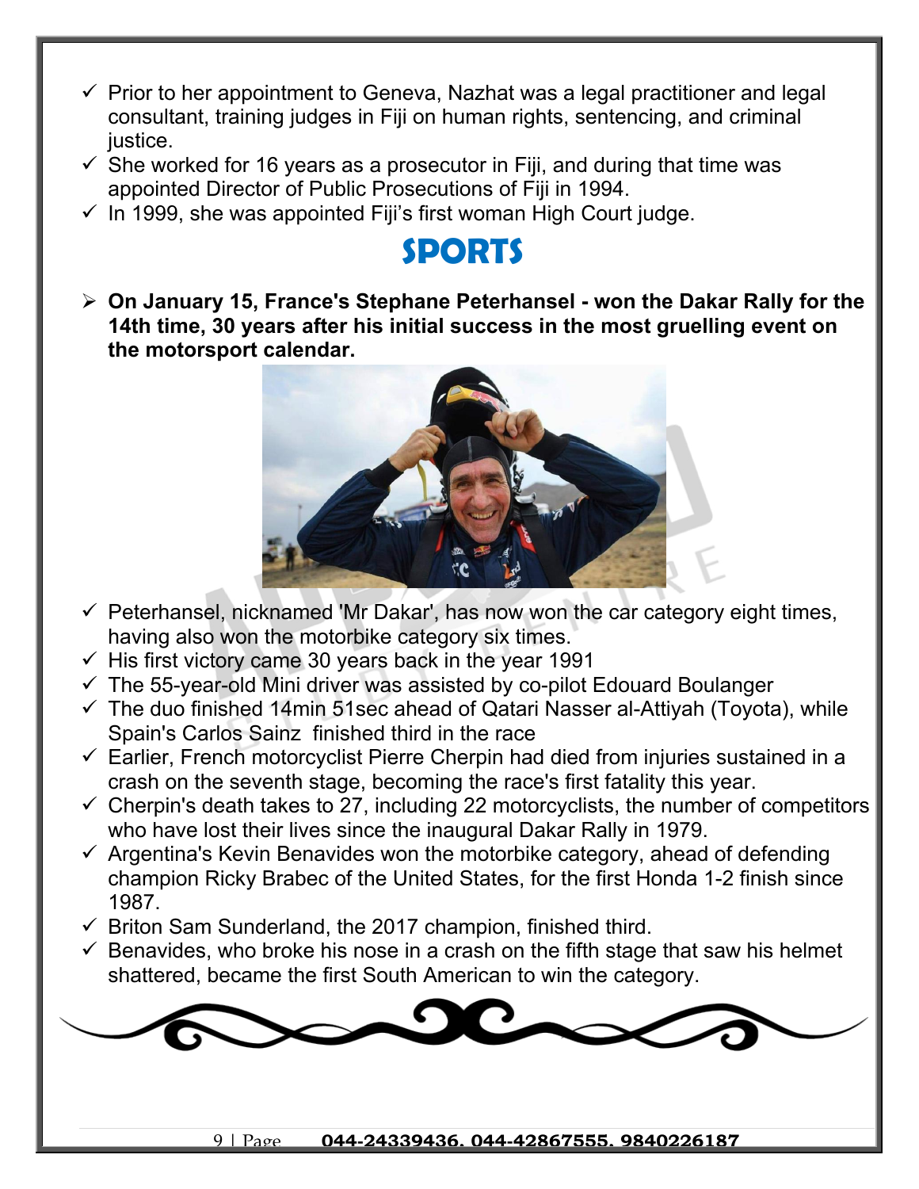- Prior to her appointment to Geneva, Nazhat was a legal practitioner and legal consultant, training judges in Fiji on human rights, sentencing, and criminal justice.
- She worked for 16 years as a prosecutor in Fiji, and during that time was appointed Director of Public Prosecutions of Fiji in 1994.
- In 1999, she was appointed Fiji's first woman High Court judge.

# SPORTS

- **On January 15, France's Stephane Peterhansel - won the Dakar Rally for the 14th time, 30 years after his initial success in the most gruelling event on the motorsport calendar.**

- Peterhansel, nicknamed 'Mr Dakar', has now won the car category eight times, having also won the motorbike category six times.
- His first victory came 30 years back in the year 1991
- The 55-year-old Mini driver was assisted by co-pilot Edouard Boulanger
- The duo finished 14min 51sec ahead of Qatari Nasser al-Attiyah (Toyota), while Spain's Carlos Sainz finished third in the race
- Earlier, French motorcyclist Pierre Cherpin had died from injuries sustained in a crash on the seventh stage, becoming the race's first fatality this year.
- Cherpin's death takes to 27, including 22 motorcyclists, the number of competitors who have lost their lives since the inaugural Dakar Rally in 1979.
- Argentina's Kevin Benavides won the motorbike category, ahead of defending champion Ricky Brabec of the United States, for the first Honda 1-2 finish since 1987.
- Briton Sam Sunderland, the 2017 champion, finished third.
- Benavides, who broke his nose in a crash on the fifth stage that saw his helmet shattered, became the first South American to win the category.